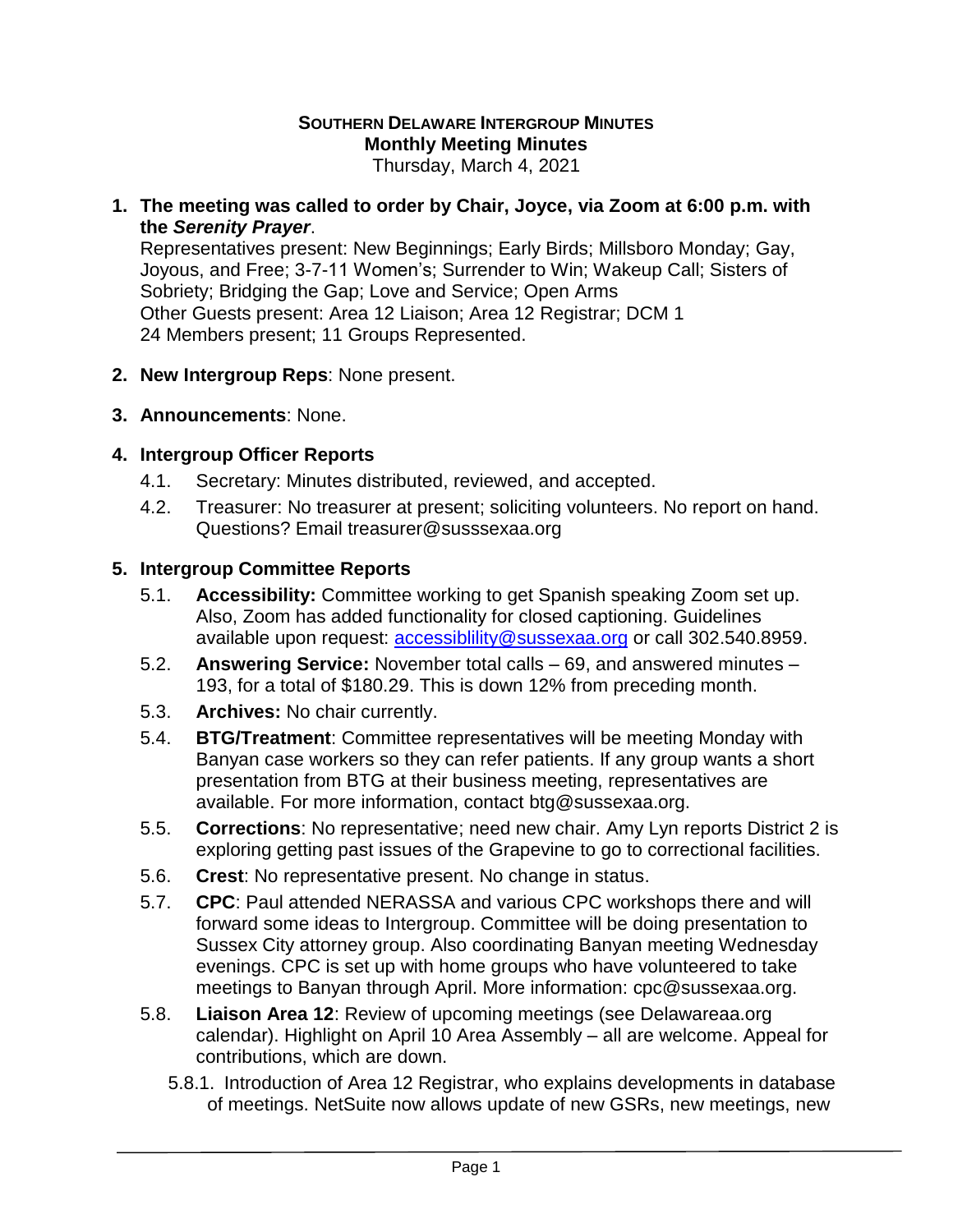**SOUTHERN DELAWARE INTERGROUP MINUTES**
**Monthly Meeting Minutes**
Thursday, March 4, 2021

1. **The meeting was called to order by Chair, Joyce, via Zoom at 6:00 p.m. with the *Serenity Prayer*.**
   Representatives present: New Beginnings; Early Birds; Millsboro Monday; Gay, Joyous, and Free; 3-7-11 Women's; Surrender to Win; Wakeup Call; Sisters of Sobriety; Bridging the Gap; Love and Service; Open Arms
   Other Guests present: Area 12 Liaison; Area 12 Registrar; DCM 1
   24 Members present; 11 Groups Represented.

2. **New Intergroup Reps**: None present.

3. **Announcements**: None.

4. **Intergroup Officer Reports**
   - 4.1. Secretary: Minutes distributed, reviewed, and accepted.
   - 4.2. Treasurer: No treasurer at present; soliciting volunteers. No report on hand. Questions? Email treasurer@susssexaa.org

5. **Intergroup Committee Reports**
   - 5.1. **Accessibility:** Committee working to get Spanish speaking Zoom set up. Also, Zoom has added functionality for closed captioning. Guidelines available upon request: accessiblility@sussexaa.org or call 302.540.8959.
   - 5.2. **Answering Service:** November total calls – 69, and answered minutes – 193, for a total of $180.29. This is down 12% from preceding month.
   - 5.3. **Archives:** No chair currently.
   - 5.4. **BTG/Treatment**: Committee representatives will be meeting Monday with Banyan case workers so they can refer patients. If any group wants a short presentation from BTG at their business meeting, representatives are available. For more information, contact btg@sussexaa.org.
   - 5.5. **Corrections**: No representative; need new chair. Amy Lyn reports District 2 is exploring getting past issues of the Grapevine to go to correctional facilities.
   - 5.6. **Crest**: No representative present. No change in status.
   - 5.7. **CPC**: Paul attended NERASSA and various CPC workshops there and will forward some ideas to Intergroup. Committee will be doing presentation to Sussex City attorney group. Also coordinating Banyan meeting Wednesday evenings. CPC is set up with home groups who have volunteered to take meetings to Banyan through April. More information: cpc@sussexaa.org.
   - 5.8. **Liaison Area 12**: Review of upcoming meetings (see Delawareaa.org calendar). Highlight on April 10 Area Assembly – all are welcome. Appeal for contributions, which are down.
     - 5.8.1. Introduction of Area 12 Registrar, who explains developments in database of meetings. NetSuite now allows update of new GSRs, new meetings, new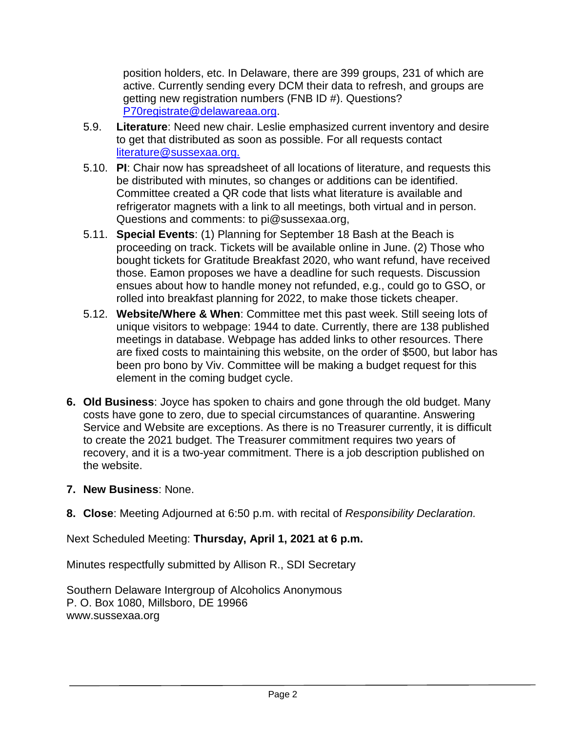position holders, etc. In Delaware, there are 399 groups, 231 of which are active. Currently sending every DCM their data to refresh, and groups are getting new registration numbers (FNB ID #). Questions? P70registrate@delawareaa.org.

5.9. **Literature**: Need new chair. Leslie emphasized current inventory and desire to get that distributed as soon as possible. For all requests contact literature@sussexaa.org.

5.10. **PI**: Chair now has spreadsheet of all locations of literature, and requests this be distributed with minutes, so changes or additions can be identified. Committee created a QR code that lists what literature is available and refrigerator magnets with a link to all meetings, both virtual and in person. Questions and comments: to pi@sussexaa.org,

5.11. **Special Events**: (1) Planning for September 18 Bash at the Beach is proceeding on track. Tickets will be available online in June. (2) Those who bought tickets for Gratitude Breakfast 2020, who want refund, have received those. Eamon proposes we have a deadline for such requests. Discussion ensues about how to handle money not refunded, e.g., could go to GSO, or rolled into breakfast planning for 2022, to make those tickets cheaper.

5.12. **Website/Where & When**: Committee met this past week. Still seeing lots of unique visitors to webpage: 1944 to date. Currently, there are 138 published meetings in database. Webpage has added links to other resources. There are fixed costs to maintaining this website, on the order of $500, but labor has been pro bono by Viv. Committee will be making a budget request for this element in the coming budget cycle.

6. **Old Business**: Joyce has spoken to chairs and gone through the old budget. Many costs have gone to zero, due to special circumstances of quarantine. Answering Service and Website are exceptions. As there is no Treasurer currently, it is difficult to create the 2021 budget. The Treasurer commitment requires two years of recovery, and it is a two-year commitment. There is a job description published on the website.

7. **New Business**: None.

8. **Close**: Meeting Adjourned at 6:50 p.m. with recital of *Responsibility Declaration.*

Next Scheduled Meeting: **Thursday, April 1, 2021 at 6 p.m.**

Minutes respectfully submitted by Allison R., SDI Secretary

Southern Delaware Intergroup of Alcoholics Anonymous
P. O. Box 1080, Millsboro, DE 19966
www.sussexaa.org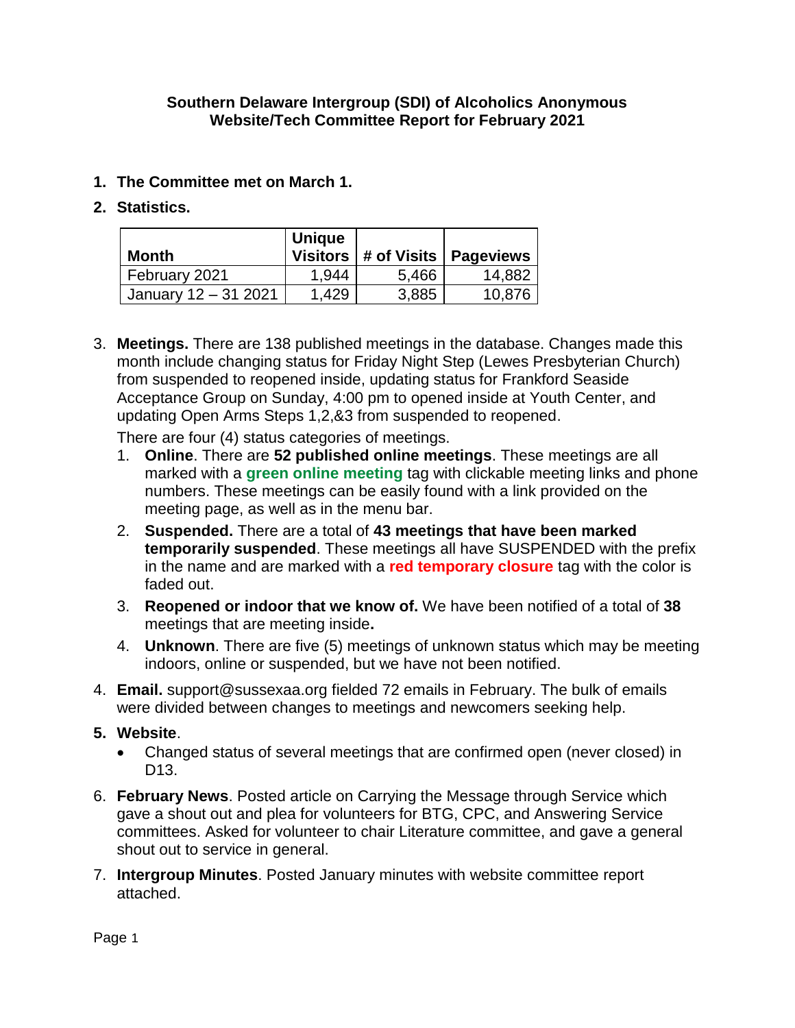**Southern Delaware Intergroup (SDI) of Alcoholics Anonymous**
**Website/Tech Committee Report for February 2021**

1. **The Committee met on March 1.**
2. **Statistics.**

| Month | Unique Visitors | # of Visits | Pageviews |
|---|---|---|---|
| February 2021 | 1,944 | 5,466 | 14,882 |
| January 12 – 31 2021 | 1,429 | 3,885 | 10,876 |

3. **Meetings.** There are 138 published meetings in the database. Changes made this month include changing status for Friday Night Step (Lewes Presbyterian Church) from suspended to reopened inside, updating status for Frankford Seaside Acceptance Group on Sunday, 4:00 pm to opened inside at Youth Center, and updating Open Arms Steps 1,2,&3 from suspended to reopened.

   There are four (4) status categories of meetings.

   1. **Online**. There are **52 published online meetings**. These meetings are all marked with a **green online meeting** tag with clickable meeting links and phone numbers. These meetings can be easily found with a link provided on the meeting page, as well as in the menu bar.
   2. **Suspended.** There are a total of **43 meetings that have been marked temporarily suspended**. These meetings all have SUSPENDED with the prefix in the name and are marked with a **red temporary closure** tag with the color is faded out.
   3. **Reopened or indoor that we know of.** We have been notified of a total of **38** meetings that are meeting inside**.**
   4. **Unknown**. There are five (5) meetings of unknown status which may be meeting indoors, online or suspended, but we have not been notified.

4. **Email.** support@sussexaa.org fielded 72 emails in February. The bulk of emails were divided between changes to meetings and newcomers seeking help.
5. **Website**.
   - Changed status of several meetings that are confirmed open (never closed) in D13.
6. **February News**. Posted article on Carrying the Message through Service which gave a shout out and plea for volunteers for BTG, CPC, and Answering Service committees. Asked for volunteer to chair Literature committee, and gave a general shout out to service in general.
7. **Intergroup Minutes**. Posted January minutes with website committee report attached.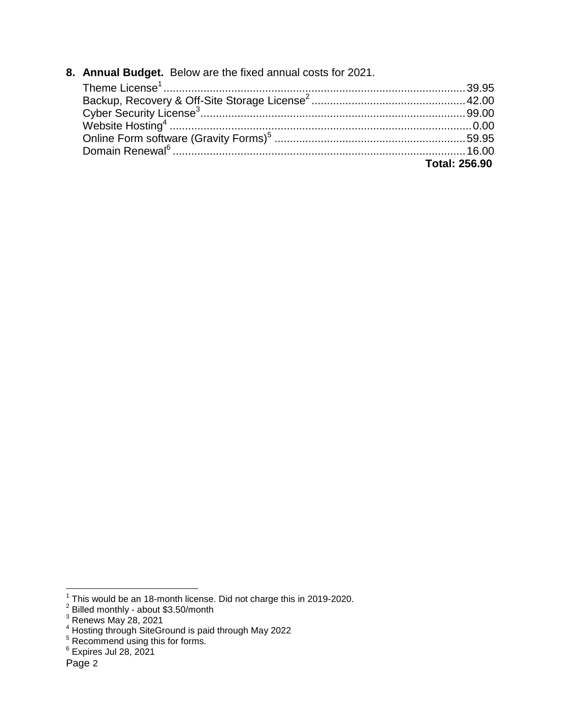8. **Annual Budget.** Below are the fixed annual costs for 2021.

| | |
|---|---|
| Theme License[1] | 39.95 |
| Backup, Recovery & Off-Site Storage License[2] | 42.00 |
| Cyber Security License[3] | 99.00 |
| Website Hosting[4] | 0.00 |
| Online Form software (Gravity Forms)[5] | 59.95 |
| Domain Renewal[6] | 16.00 |
| | **Total: 256.90** |

[1] This would be an 18-month license. Did not charge this in 2019-2020.
[2] Billed monthly - about $3.50/month
[3] Renews May 28, 2021
[4] Hosting through SiteGround is paid through May 2022
[5] Recommend using this for forms.
[6] Expires Jul 28, 2021